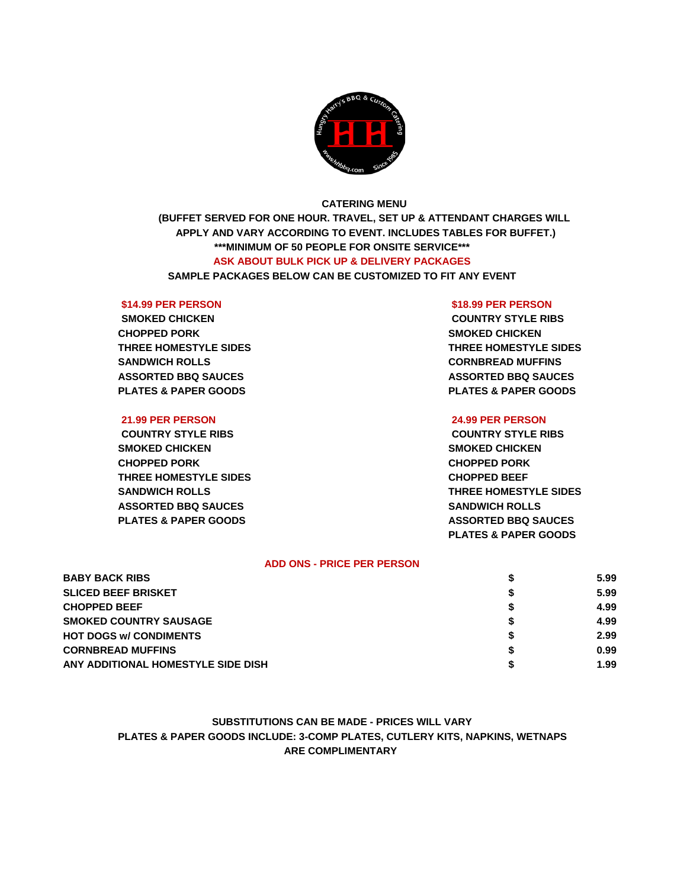# CATERING MENU

**(BUFFET SERVED FOR ONE HOUR. TRAVEL, SET UP & ATTENDANT CHARGES WILL APPLY AND VARY ACCORDING TO EVENT. INCLUDES TABLES FOR BUFFET.)**

**\*\*\*MINIMUM OF 50 PEOPLE FOR ONSITE SERVICE\*\*\***

**ASK ABOUT BULK PICK UP & DELIVERY PACKAGES**

**SAMPLE PACKAGES BELOW CAN BE CUSTOMIZED TO FIT ANY EVENT**

## $14.99 PER PERSON

- SMOKED CHICKEN
- CHOPPED PORK
- THREE HOMESTYLE SIDES
- SANDWICH ROLLS
- ASSORTED BBQ SAUCES
- PLATES & PAPER GOODS

## $18.99 PER PERSON

- COUNTRY STYLE RIBS
- SMOKED CHICKEN
- THREE HOMESTYLE SIDES
- CORNBREAD MUFFINS
- ASSORTED BBQ SAUCES
- PLATES & PAPER GOODS

## 21.99 PER PERSON

- COUNTRY STYLE RIBS
- SMOKED CHICKEN
- CHOPPED PORK
- THREE HOMESTYLE SIDES
- SANDWICH ROLLS
- ASSORTED BBQ SAUCES
- PLATES & PAPER GOODS

## 24.99 PER PERSON

- COUNTRY STYLE RIBS
- SMOKED CHICKEN
- CHOPPED PORK
- CHOPPED BEEF
- THREE HOMESTYLE SIDES
- SANDWICH ROLLS
- ASSORTED BBQ SAUCES
- PLATES & PAPER GOODS

## ADD ONS - PRICE PER PERSON

| Item | | Price |
|---|---|---|
| BABY BACK RIBS | $ | 5.99 |
| SLICED BEEF BRISKET | $ | 5.99 |
| CHOPPED BEEF | $ | 4.99 |
| SMOKED COUNTRY SAUSAGE | $ | 4.99 |
| HOT DOGS w/ CONDIMENTS | $ | 2.99 |
| CORNBREAD MUFFINS | $ | 0.99 |
| ANY ADDITIONAL HOMESTYLE SIDE DISH | $ | 1.99 |

**SUBSTITUTIONS CAN BE MADE - PRICES WILL VARY**

**PLATES & PAPER GOODS INCLUDE: 3-COMP PLATES, CUTLERY KITS, NAPKINS, WETNAPS ARE COMPLIMENTARY**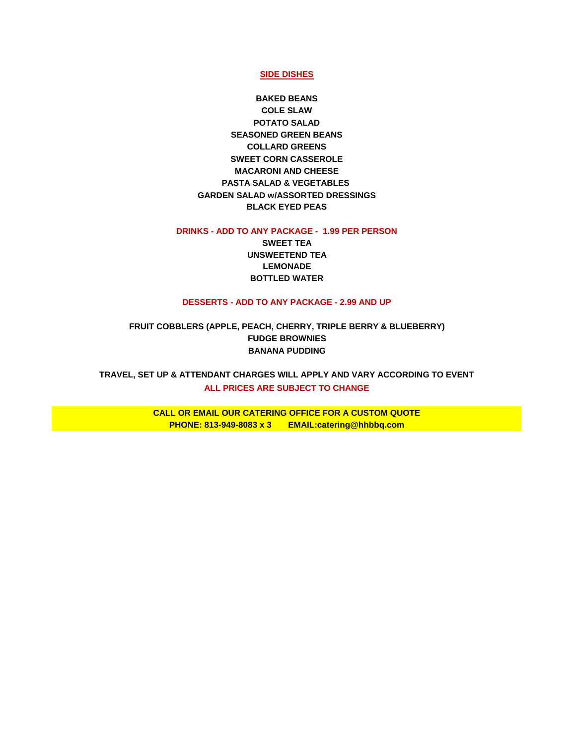## SIDE DISHES

**BAKED BEANS**
**COLE SLAW**
**POTATO SALAD**
**SEASONED GREEN BEANS**
**COLLARD GREENS**
**SWEET CORN CASSEROLE**
**MACARONI AND CHEESE**
**PASTA SALAD & VEGETABLES**
**GARDEN SALAD w/ASSORTED DRESSINGS**
**BLACK EYED PEAS**

## DRINKS - ADD TO ANY PACKAGE - 1.99 PER PERSON

**SWEET TEA**
**UNSWEETEND TEA**
**LEMONADE**
**BOTTLED WATER**

## DESSERTS - ADD TO ANY PACKAGE - 2.99 AND UP

**FRUIT COBBLERS (APPLE, PEACH, CHERRY, TRIPLE BERRY & BLUEBERRY)**
**FUDGE BROWNIES**
**BANANA PUDDING**

**TRAVEL, SET UP & ATTENDANT CHARGES WILL APPLY AND VARY ACCORDING TO EVENT**

**ALL PRICES ARE SUBJECT TO CHANGE**

**CALL OR EMAIL OUR CATERING OFFICE FOR A CUSTOM QUOTE**
**PHONE: 813-949-8083 x 3 EMAIL:catering@hhbbq.com**